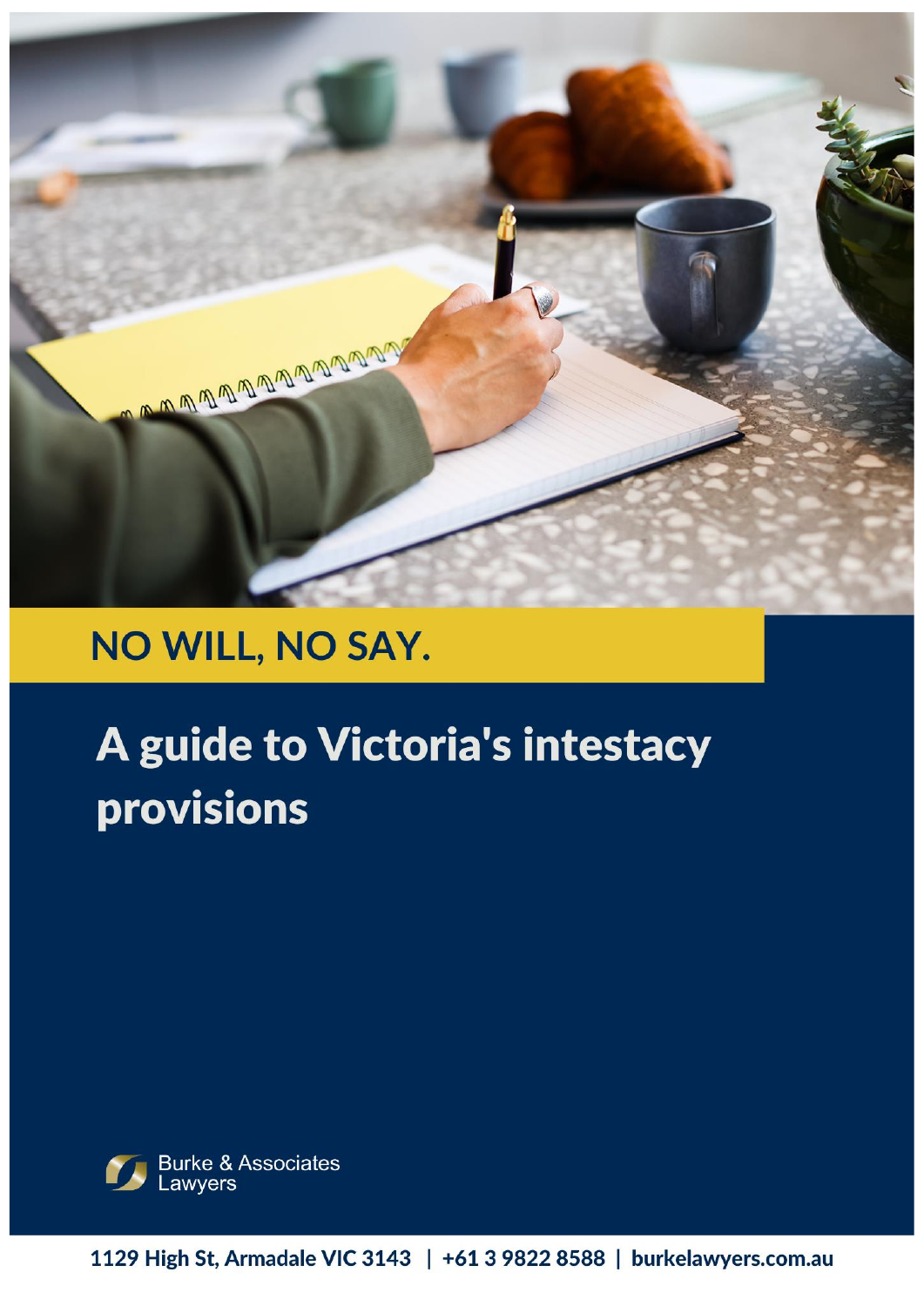## NO WILL, NO SAY.

# A guide to Victoria's intestacy provisions

Burke & Associates Lawyers

1129 High St, Armadale VIC 3143 | +61 3 9822 8588 | burkelawyers.com.au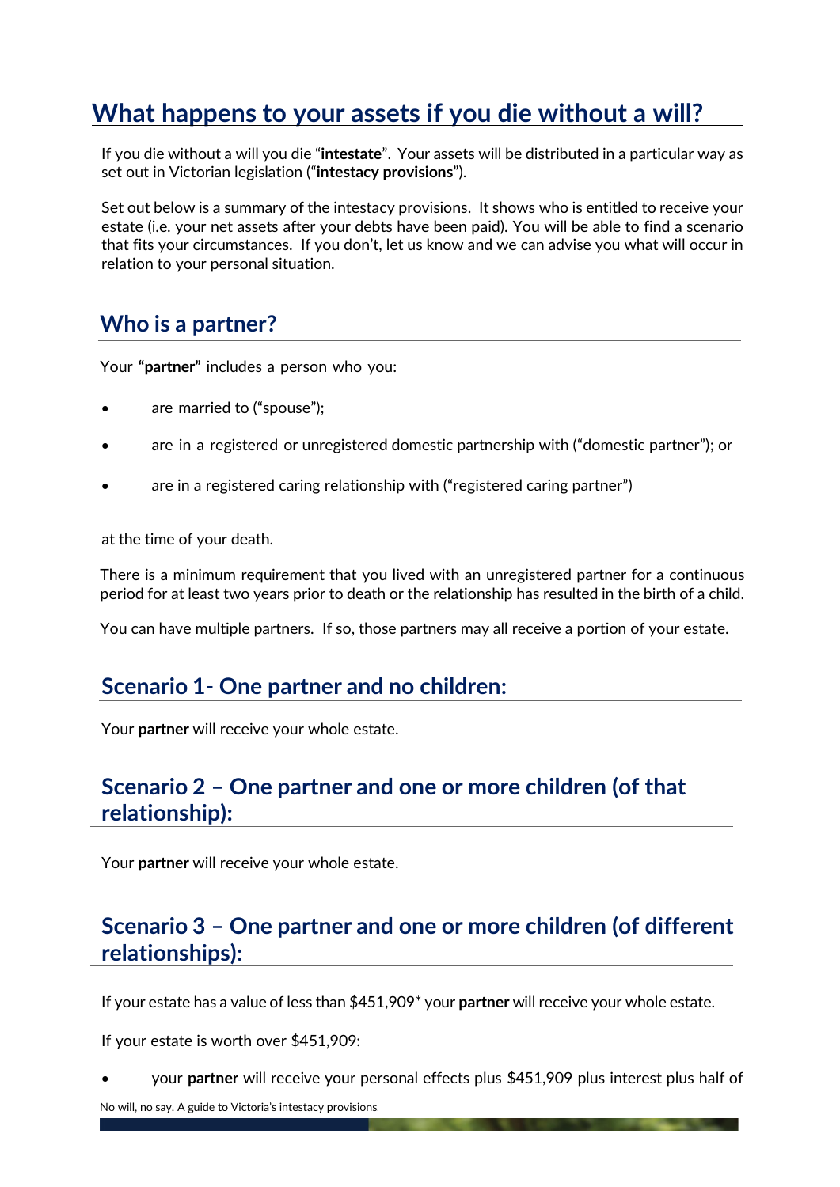# What happens to your assets if you die without a will?

If you die without a will you die "**intestate**". Your assets will be distributed in a particular way as set out in Victorian legislation ("**intestacy provisions**").

Set out below is a summary of the intestacy provisions. It shows who is entitled to receive your estate (i.e. your net assets after your debts have been paid). You will be able to find a scenario that fits your circumstances. If you don't, let us know and we can advise you what will occur in relation to your personal situation.

## Who is a partner?

Your **"partner"** includes a person who you:

- are married to ("spouse");
- are in a registered or unregistered domestic partnership with ("domestic partner"); or
- are in a registered caring relationship with ("registered caring partner")

at the time of your death.

There is a minimum requirement that you lived with an unregistered partner for a continuous period for at least two years prior to death or the relationship has resulted in the birth of a child.

You can have multiple partners. If so, those partners may all receive a portion of your estate.

## Scenario 1- One partner and no children:

Your **partner** will receive your whole estate.

## Scenario 2 – One partner and one or more children (of that relationship):

Your **partner** will receive your whole estate.

## Scenario 3 – One partner and one or more children (of different relationships):

If your estate has a value of less than $451,909* your **partner** will receive your whole estate.

If your estate is worth over $451,909:

- your **partner** will receive your personal effects plus $451,909 plus interest plus half of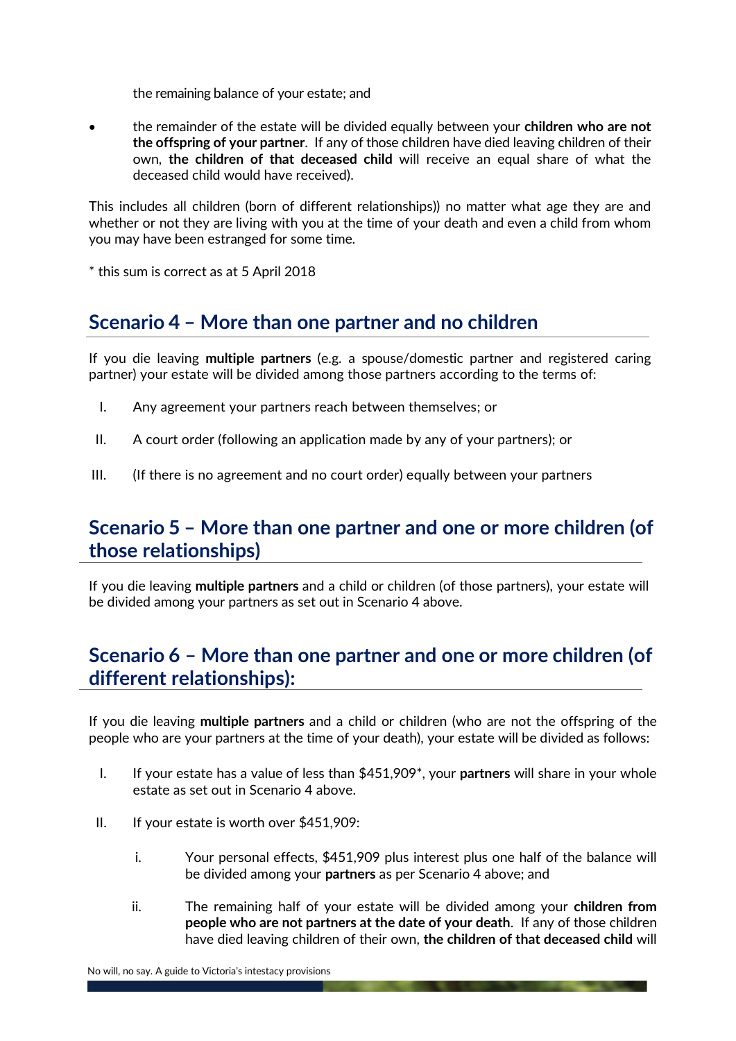the remaining balance of your estate; and

- the remainder of the estate will be divided equally between your **children who are not the offspring of your partner**. If any of those children have died leaving children of their own, **the children of that deceased child** will receive an equal share of what the deceased child would have received).

This includes all children (born of different relationships)) no matter what age they are and whether or not they are living with you at the time of your death and even a child from whom you may have been estranged for some time.

* this sum is correct as at 5 April 2018

## Scenario 4 – More than one partner and no children

If you die leaving **multiple partners** (e.g. a spouse/domestic partner and registered caring partner) your estate will be divided among those partners according to the terms of:

I. Any agreement your partners reach between themselves; or

II. A court order (following an application made by any of your partners); or

III. (If there is no agreement and no court order) equally between your partners

## Scenario 5 – More than one partner and one or more children (of those relationships)

If you die leaving **multiple partners** and a child or children (of those partners), your estate will be divided among your partners as set out in Scenario 4 above.

## Scenario 6 – More than one partner and one or more children (of different relationships):

If you die leaving **multiple partners** and a child or children (who are not the offspring of the people who are your partners at the time of your death), your estate will be divided as follows:

I. If your estate has a value of less than $451,909*, your **partners** will share in your whole estate as set out in Scenario 4 above.

II. If your estate is worth over $451,909:

   i. Your personal effects, $451,909 plus interest plus one half of the balance will be divided among your **partners** as per Scenario 4 above; and

   ii. The remaining half of your estate will be divided among your **children from people who are not partners at the date of your death**. If any of those children have died leaving children of their own, **the children of that deceased child** will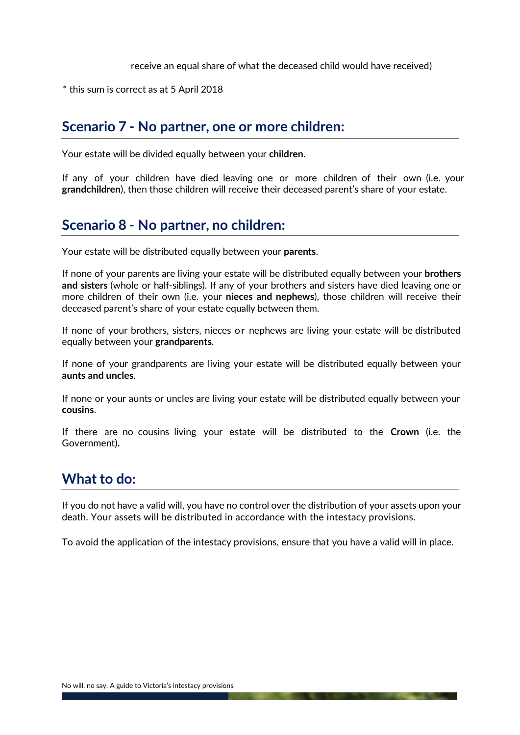receive an equal share of what the deceased child would have received)

* this sum is correct as at 5 April 2018

## Scenario 7 - No partner, one or more children:

Your estate will be divided equally between your **children**.

If any of your children have died leaving one or more children of their own (i.e. your **grandchildren**), then those children will receive their deceased parent's share of your estate.

## Scenario 8 - No partner, no children:

Your estate will be distributed equally between your **parents**.

If none of your parents are living your estate will be distributed equally between your **brothers and sisters** (whole or half-siblings). If any of your brothers and sisters have died leaving one or more children of their own (i.e. your **nieces and nephews**), those children will receive their deceased parent's share of your estate equally between them.

If none of your brothers, sisters, nieces or nephews are living your estate will be distributed equally between your **grandparents**.

If none of your grandparents are living your estate will be distributed equally between your **aunts and uncles**.

If none or your aunts or uncles are living your estate will be distributed equally between your **cousins**.

If there are no cousins living your estate will be distributed to the **Crown** (i.e. the Government)**.**

## What to do:

If you do not have a valid will, you have no control over the distribution of your assets upon your death. Your assets will be distributed in accordance with the intestacy provisions.

To avoid the application of the intestacy provisions, ensure that you have a valid will in place.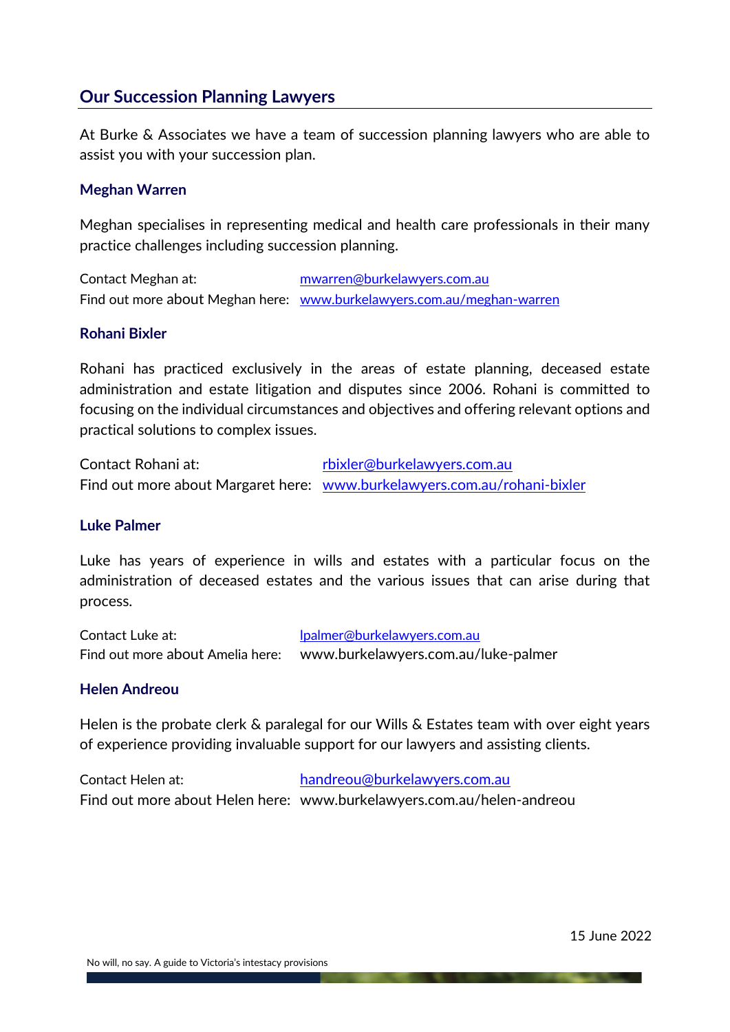## Our Succession Planning Lawyers

At Burke & Associates we have a team of succession planning lawyers who are able to assist you with your succession plan.

### Meghan Warren

Meghan specialises in representing medical and health care professionals in their many practice challenges including succession planning.

Contact Meghan at: mwarren@burkelawyers.com.au
Find out more about Meghan here: www.burkelawyers.com.au/meghan-warren

### Rohani Bixler

Rohani has practiced exclusively in the areas of estate planning, deceased estate administration and estate litigation and disputes since 2006. Rohani is committed to focusing on the individual circumstances and objectives and offering relevant options and practical solutions to complex issues.

Contact Rohani at: rbixler@burkelawyers.com.au
Find out more about Margaret here: www.burkelawyers.com.au/rohani-bixler

### Luke Palmer

Luke has years of experience in wills and estates with a particular focus on the administration of deceased estates and the various issues that can arise during that process.

Contact Luke at: lpalmer@burkelawyers.com.au
Find out more about Amelia here: www.burkelawyers.com.au/luke-palmer

### Helen Andreou

Helen is the probate clerk & paralegal for our Wills & Estates team with over eight years of experience providing invaluable support for our lawyers and assisting clients.

Contact Helen at: handreou@burkelawyers.com.au
Find out more about Helen here: www.burkelawyers.com.au/helen-andreou

15 June 2022